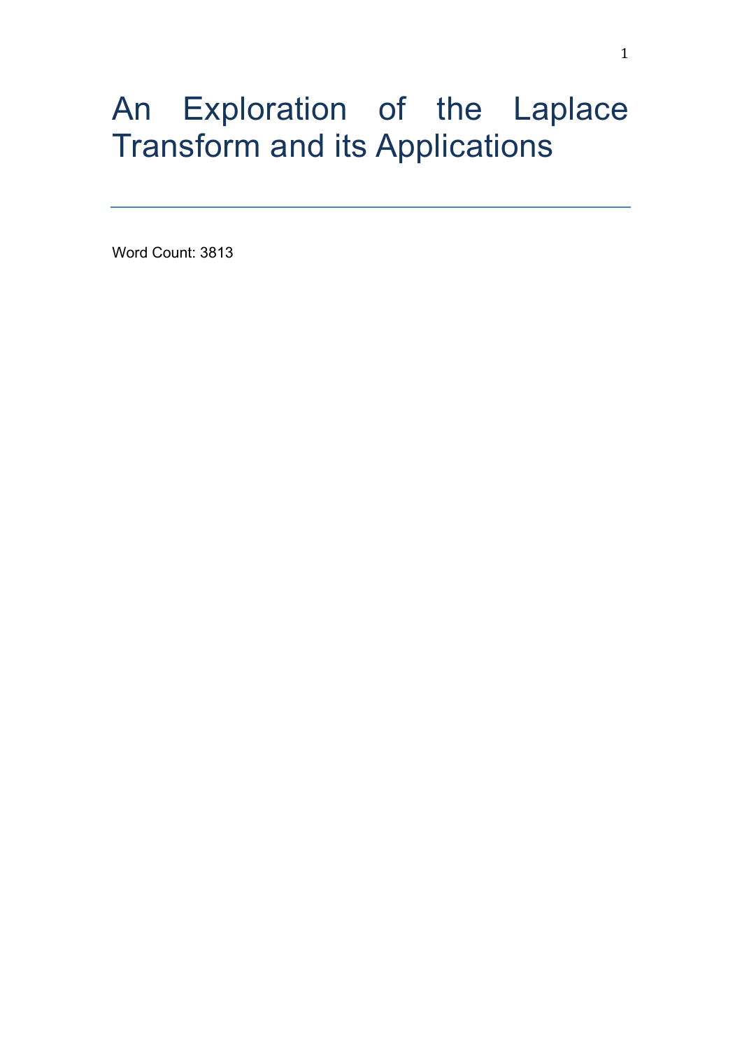# An Exploration of the Laplace Transform and its Applications

---

Word Count: 3813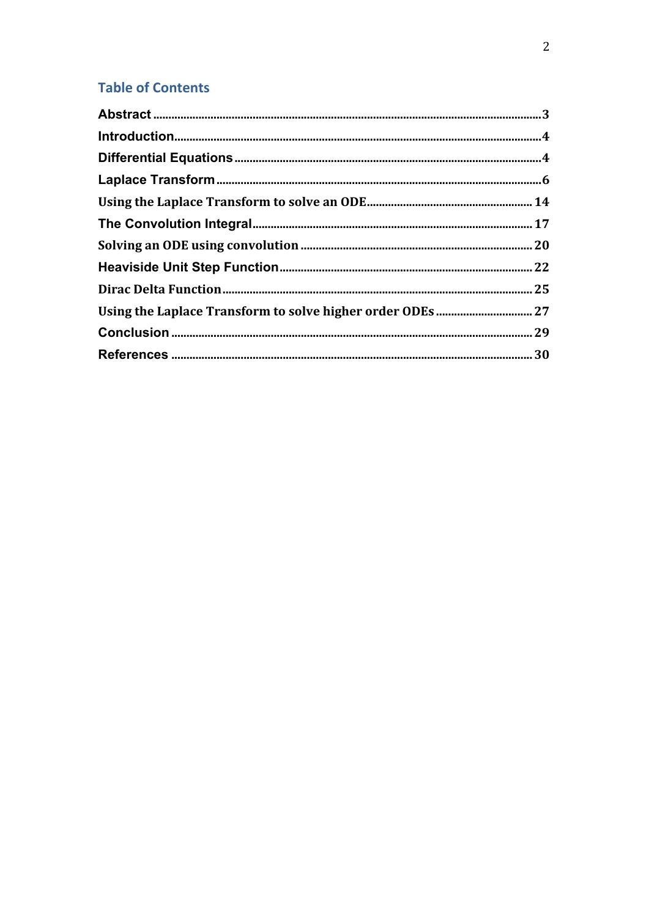## Table of Contents

| | |
|---|---|
| **Abstract** | 3 |
| **Introduction** | 4 |
| **Differential Equations** | 4 |
| **Laplace Transform** | 6 |
| **Using the Laplace Transform to solve an ODE** | 14 |
| **The Convolution Integral** | 17 |
| **Solving an ODE using convolution** | 20 |
| **Heaviside Unit Step Function** | 22 |
| **Dirac Delta Function** | 25 |
| **Using the Laplace Transform to solve higher order ODEs** | 27 |
| **Conclusion** | 29 |
| **References** | 30 |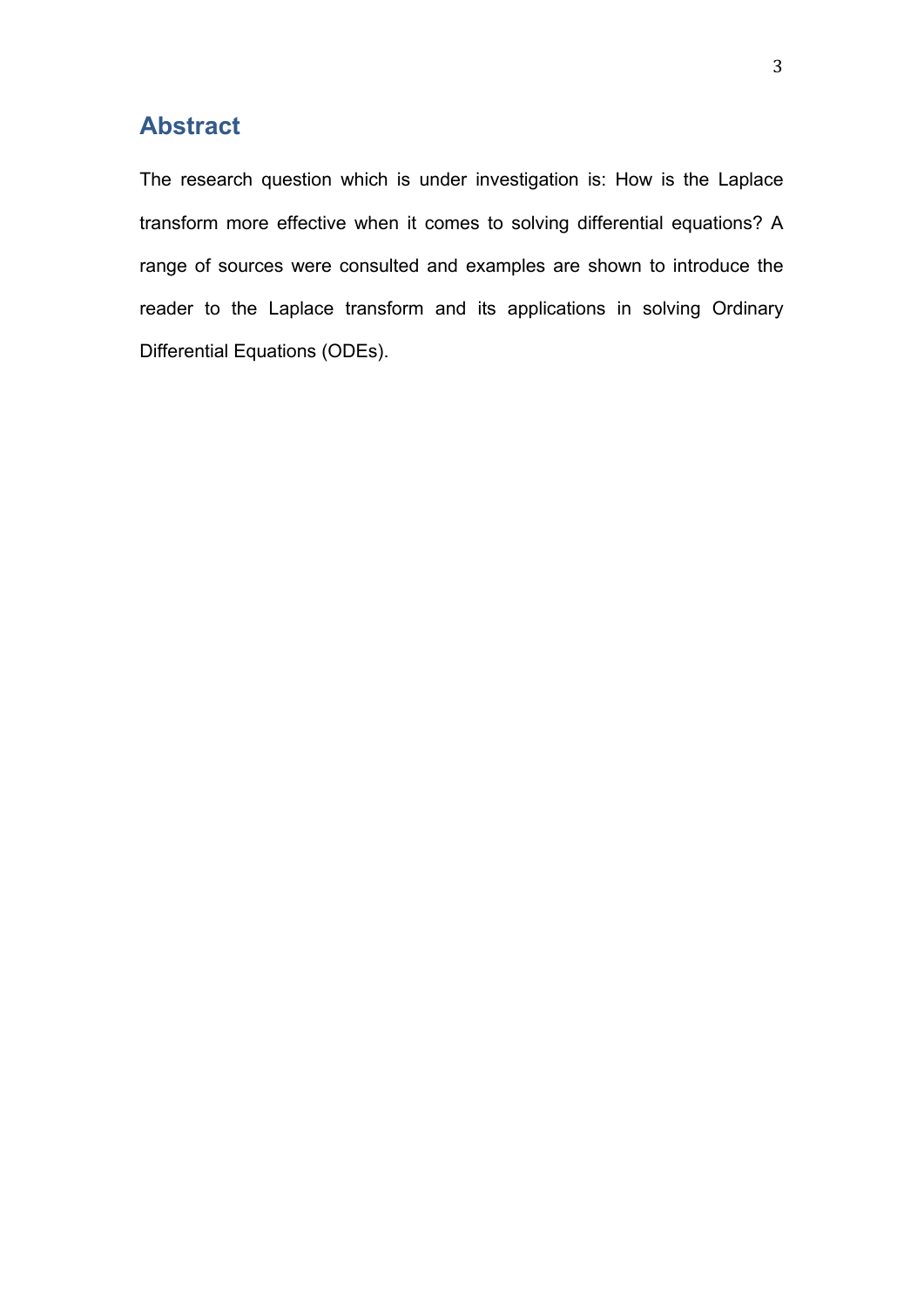## Abstract

The research question which is under investigation is: How is the Laplace transform more effective when it comes to solving differential equations? A range of sources were consulted and examples are shown to introduce the reader to the Laplace transform and its applications in solving Ordinary Differential Equations (ODEs).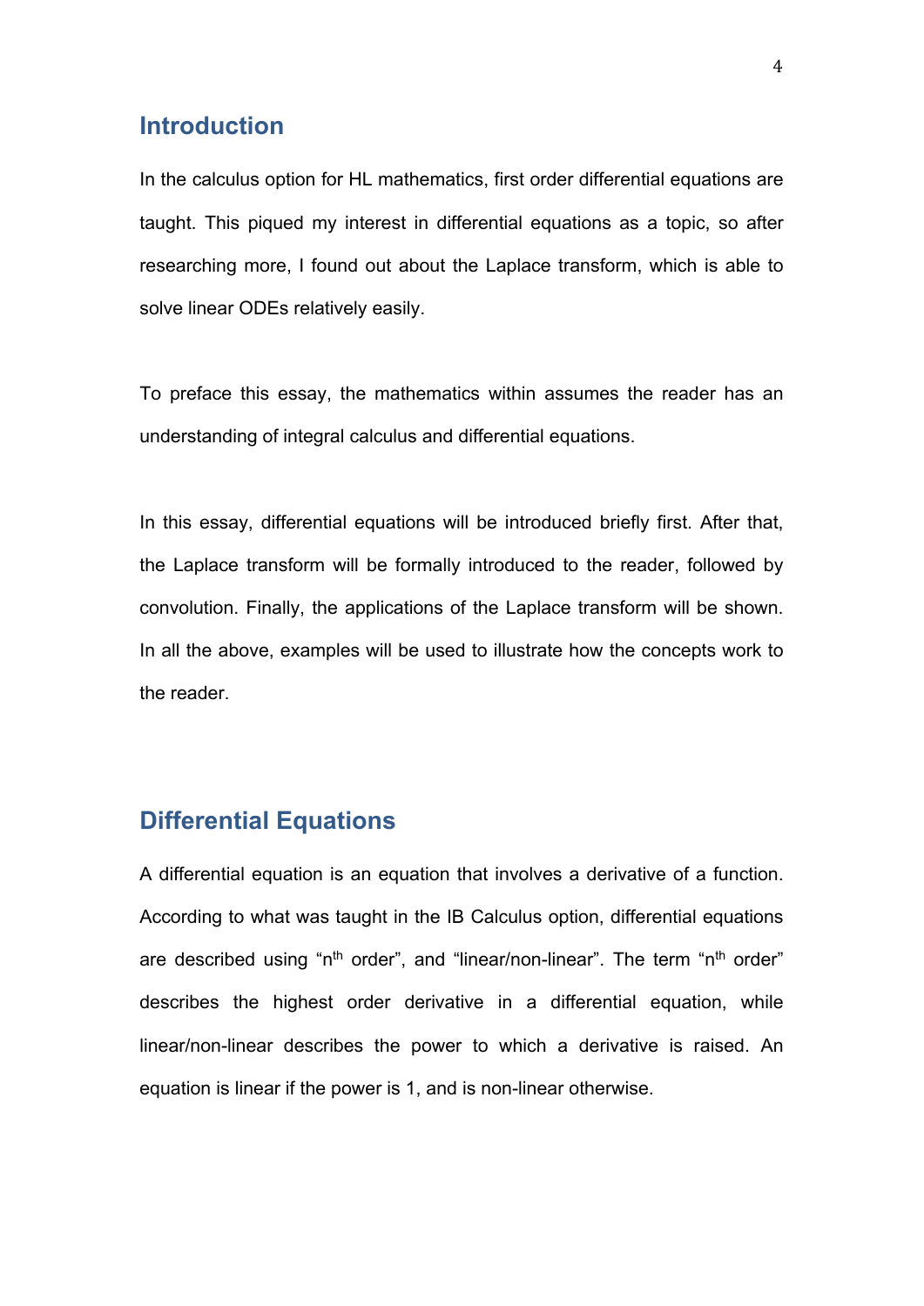## Introduction

In the calculus option for HL mathematics, first order differential equations are taught. This piqued my interest in differential equations as a topic, so after researching more, I found out about the Laplace transform, which is able to solve linear ODEs relatively easily.

To preface this essay, the mathematics within assumes the reader has an understanding of integral calculus and differential equations.

In this essay, differential equations will be introduced briefly first. After that, the Laplace transform will be formally introduced to the reader, followed by convolution. Finally, the applications of the Laplace transform will be shown. In all the above, examples will be used to illustrate how the concepts work to the reader.

## Differential Equations

A differential equation is an equation that involves a derivative of a function. According to what was taught in the IB Calculus option, differential equations are described using "$n^{th}$ order", and "linear/non-linear". The term "$n^{th}$ order" describes the highest order derivative in a differential equation, while linear/non-linear describes the power to which a derivative is raised. An equation is linear if the power is 1, and is non-linear otherwise.